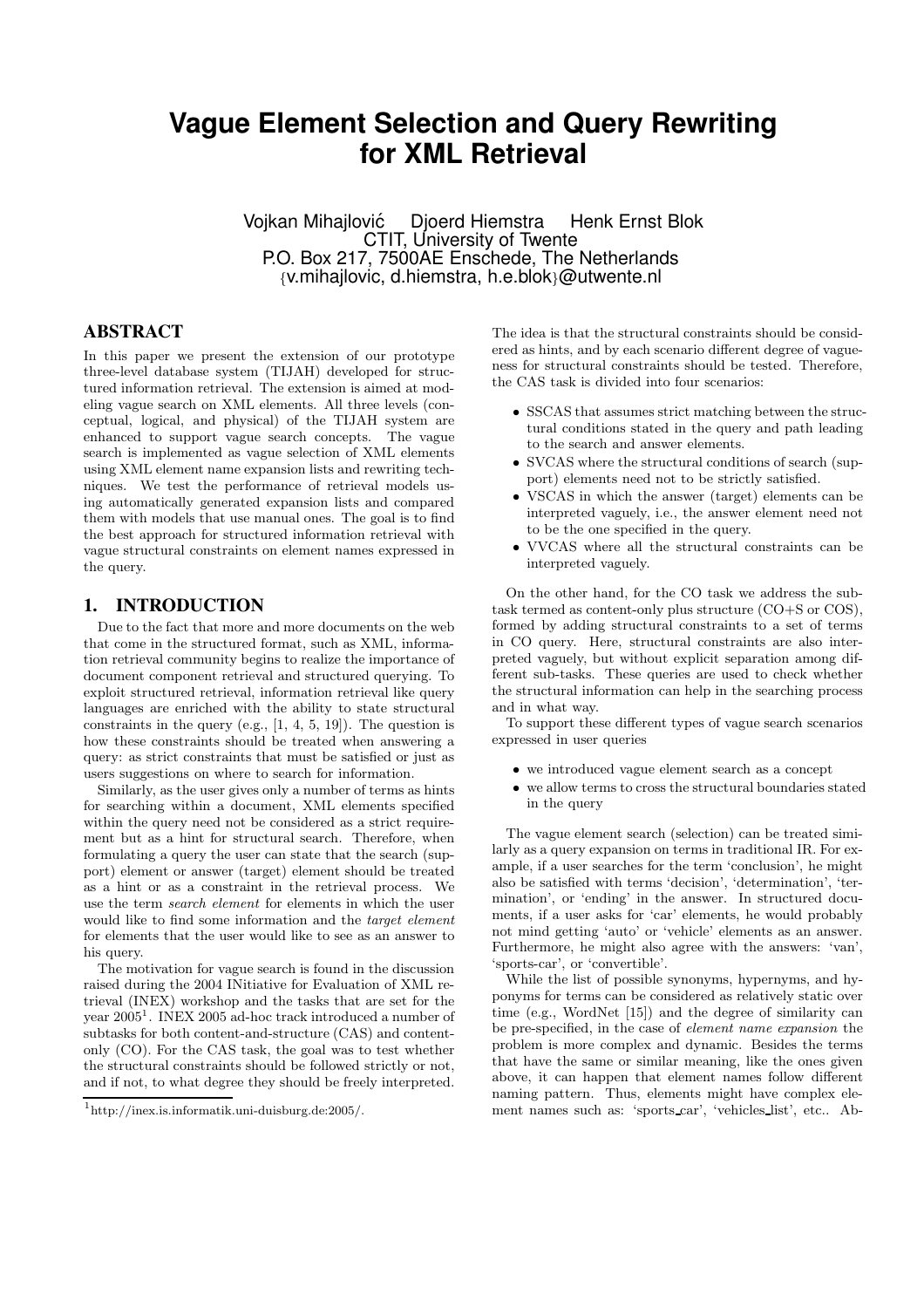# Vague Element Selection and Query Rewriting for XML Retrieval

Vojkan Mihajlović  Djoerd Hiemstra  Henk Ernst Blok
CTIT, University of Twente
P.O. Box 217, 7500AE Enschede, The Netherlands
{v.mihajlovic, d.hiemstra, h.e.blok}@utwente.nl

## ABSTRACT

In this paper we present the extension of our prototype three-level database system (TIJAH) developed for structured information retrieval. The extension is aimed at modeling vague search on XML elements. All three levels (conceptual, logical, and physical) of the TIJAH system are enhanced to support vague search concepts. The vague search is implemented as vague selection of XML elements using XML element name expansion lists and rewriting techniques. We test the performance of retrieval models using automatically generated expansion lists and compared them with models that use manual ones. The goal is to find the best approach for structured information retrieval with vague structural constraints on element names expressed in the query.

## 1. INTRODUCTION

Due to the fact that more and more documents on the web that come in the structured format, such as XML, information retrieval community begins to realize the importance of document component retrieval and structured querying. To exploit structured retrieval, information retrieval like query languages are enriched with the ability to state structural constraints in the query (e.g., [1, 4, 5, 19]). The question is how these constraints should be treated when answering a query: as strict constraints that must be satisfied or just as users suggestions on where to search for information.

Similarly, as the user gives only a number of terms as hints for searching within a document, XML elements specified within the query need not be considered as a strict requirement but as a hint for structural search. Therefore, when formulating a query the user can state that the search (support) element or answer (target) element should be treated as a hint or as a constraint in the retrieval process. We use the term *search element* for elements in which the user would like to find some information and the *target element* for elements that the user would like to see as an answer to his query.

The motivation for vague search is found in the discussion raised during the 2004 INitiative for Evaluation of XML retrieval (INEX) workshop and the tasks that are set for the year 2005[1]. INEX 2005 ad-hoc track introduced a number of subtasks for both content-and-structure (CAS) and content-only (CO). For the CAS task, the goal was to test whether the structural constraints should be followed strictly or not, and if not, to what degree they should be freely interpreted. The idea is that the structural constraints should be considered as hints, and by each scenario different degree of vagueness for structural constraints should be tested. Therefore, the CAS task is divided into four scenarios:

- SSCAS that assumes strict matching between the structural conditions stated in the query and path leading to the search and the answer elements.
- SVCAS where the structural conditions of search (support) elements need not to be strictly satisfied.
- VSCAS in which the answer (target) elements can be interpreted vaguely, i.e., the answer element need not to be the one specified in the query.
- VVCAS where all the structural constraints can be interpreted vaguely.

On the other hand, for the CO task we address the subtask termed as content-only plus structure (CO+S or COS), formed by adding structural constraints to a set of terms in CO query. Here, structural constraints are also interpreted vaguely, but without explicit separation among different sub-tasks. These queries are used to check whether the structural information can help in the searching process and in what way.

To support these different types of vague search scenarios expressed in user queries

- we introduced vague element search as a concept
- we allow terms to cross the structural boundaries stated in the query

The vague element search (selection) can be treated similarly as a query expansion on terms in traditional IR. For example, if a user searches for the term 'conclusion', he might also be satisfied with terms 'decision', 'determination', 'termination', or 'ending' in the answer. In structured documents, if a user asks for 'car' elements, he would probably not mind getting 'auto' or 'vehicle' elements as an answer. Furthermore, he might also agree with the answers: 'van', 'sports-car', or 'convertible'.

While the list of possible synonyms, hypernyms, and hyponyms for terms can be considered as relatively static over time (e.g., WordNet [15]) and the degree of similarity can be pre-specified, in the case of *element name expansion* the problem is more complex and dynamic. Besides the terms that have the same or similar meaning, like the ones given above, it can happen that element names follow different naming pattern. Thus, elements might have complex element names such as: 'sports_car', 'vehicles_list', etc.. Ab-

[1] http://inex.is.informatik.uni-duisburg.de:2005/.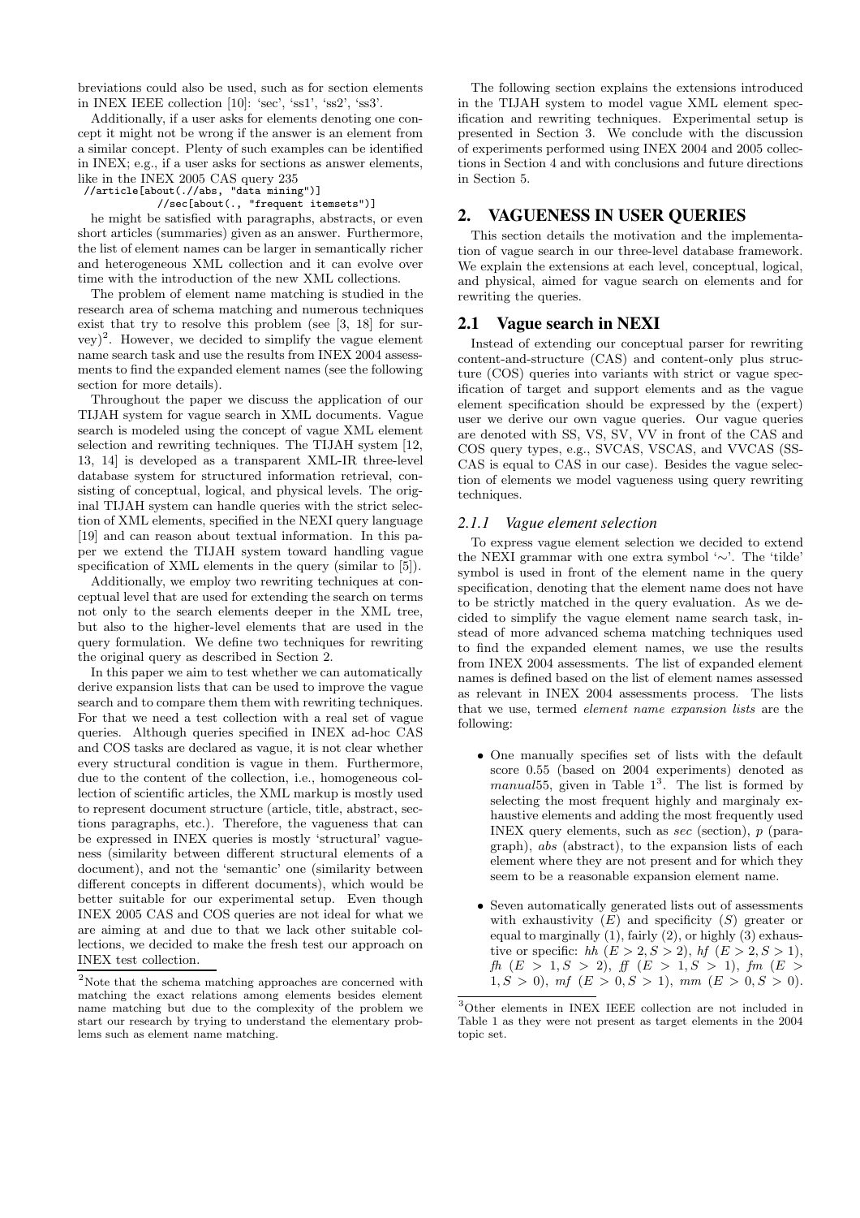breviations could also be used, such as for section elements in INEX IEEE collection [10]: 'sec', 'ss1', 'ss2', 'ss3'.

Additionally, if a user asks for elements denoting one concept it might not be wrong if the answer is an element from a similar concept. Plenty of such examples can be identified in INEX; e.g., if a user asks for sections as answer elements, like in the INEX 2005 CAS query 235

```
//article[about(.//abs, "data mining")]
        //sec[about(., "frequent itemsets")]
```

he might be satisfied with paragraphs, abstracts, or even short articles (summaries) given as an answer. Furthermore, the list of element names can be larger in semantically richer and heterogeneous XML collection and it can evolve over time with the introduction of the new XML collections.

The problem of element name matching is studied in the research area of schema matching and numerous techniques exist that try to resolve this problem (see [3, 18] for survey)[2]. However, we decided to simplify the vague element name search task and use the results from INEX 2004 assessments to find the expanded element names (see the following section for more details).

Throughout the paper we discuss the application of our TIJAH system for vague search in XML documents. Vague search is modeled using the concept of vague XML element selection and rewriting techniques. The TIJAH system [12, 13, 14] is developed as a transparent XML-IR three-level database system for structured information retrieval, consisting of conceptual, logical, and physical levels. The original TIJAH system can handle queries with the strict selection of XML elements, specified in the NEXI query language [19] and can reason about textual information. In this paper we extend the TIJAH system toward handling vague specification of XML elements in the query (similar to [5]).

Additionally, we employ two rewriting techniques at conceptual level that are used for extending the search on terms not only to the search elements deeper in the XML tree, but also to the higher-level elements that are used in the query formulation. We define two techniques for rewriting the original query as described in Section 2.

In this paper we aim to test whether we can automatically derive expansion lists that can be used to improve the vague search and to compare them them with rewriting techniques. For that we need a test collection with a real set of vague queries. Although queries specified in INEX ad-hoc CAS and COS tasks are declared as vague, it is not clear whether every structural condition is vague in them. Furthermore, due to the content of the collection, i.e., homogeneous collection of scientific articles, the XML markup is mostly used to represent document structure (article, title, abstract, sections paragraphs, etc.). Therefore, the vagueness that can be expressed in INEX queries is mostly 'structural' vagueness (similarity between different structural elements of a document), and not the 'semantic' one (similarity between different concepts in different documents), which would be better suitable for our experimental setup. Even though INEX 2005 CAS and COS queries are not ideal for what we are aiming at and due to that we lack other suitable collections, we decided to make the fresh test our approach on INEX test collection.

[2]Note that the schema matching approaches are concerned with matching the exact relations among elements besides element name matching but due to the complexity of the problem we start our research by trying to understand the elementary problems such as element name matching.

The following section explains the extensions introduced in the TIJAH system to model vague XML element specification and rewriting techniques. Experimental setup is presented in Section 3. We conclude with the discussion of experiments performed using INEX 2004 and 2005 collections in Section 4 and with conclusions and future directions in Section 5.

## 2. VAGUENESS IN USER QUERIES

This section details the motivation and the implementation of vague search in our three-level database framework. We explain the extensions at each level, conceptual, logical, and physical, aimed for vague search on elements and for rewriting the queries.

### 2.1 Vague search in NEXI

Instead of extending our conceptual parser for rewriting content-and-structure (CAS) and content-only plus structure (COS) queries into variants with strict or vague specification of target and support elements and as the vague element specification should be expressed by the (expert) user we derive our own vague queries. Our vague queries are denoted with SS, VS, SV, VV in front of the CAS and COS query types, e.g., SVCAS, VSCAS, and VVCAS (SSCAS is equal to CAS in our case). Besides the vague selection of elements we model vagueness using query rewriting techniques.

#### *2.1.1 Vague element selection*

To express vague element selection we decided to extend the NEXI grammar with one extra symbol '∼'. The 'tilde' symbol is used in front of the element name in the query specification, denoting that the element name does not have to be strictly matched in the query evaluation. As we decided to simplify the vague element name search task, instead of more advanced schema matching techniques used to find the expanded element names, we use the results from INEX 2004 assessments. The list of expanded element names is defined based on the list of element names assessed as relevant in INEX 2004 assessments process. The lists that we use, termed *element name expansion lists* are the following:

- One manually specifies set of lists with the default score 0.55 (based on 2004 experiments) denoted as *manual*55, given in Table 1[3]. The list is formed by selecting the most frequent highly and marginaly exhaustive elements and adding the most frequently used INEX query elements, such as *sec* (section), *p* (paragraph), *abs* (abstract), to the expansion lists of each element where they are not present and for which they seem to be a reasonable expansion element name.
- Seven automatically generated lists out of assessments with exhaustivity ($E$) and specificity ($S$) greater or equal to marginally (1), fairly (2), or highly (3) exhaustive or specific: *hh* ($E > 2, S > 2$), *hf* ($E > 2, S > 1$), *fh* ($E > 1, S > 2$), *ff* ($E > 1, S > 1$), *fm* ($E > 1, S > 0$), *mf* ($E > 0, S > 1$), *mm* ($E > 0, S > 0$).

[3]Other elements in INEX IEEE collection are not included in Table 1 as they were not present as target elements in the 2004 topic set.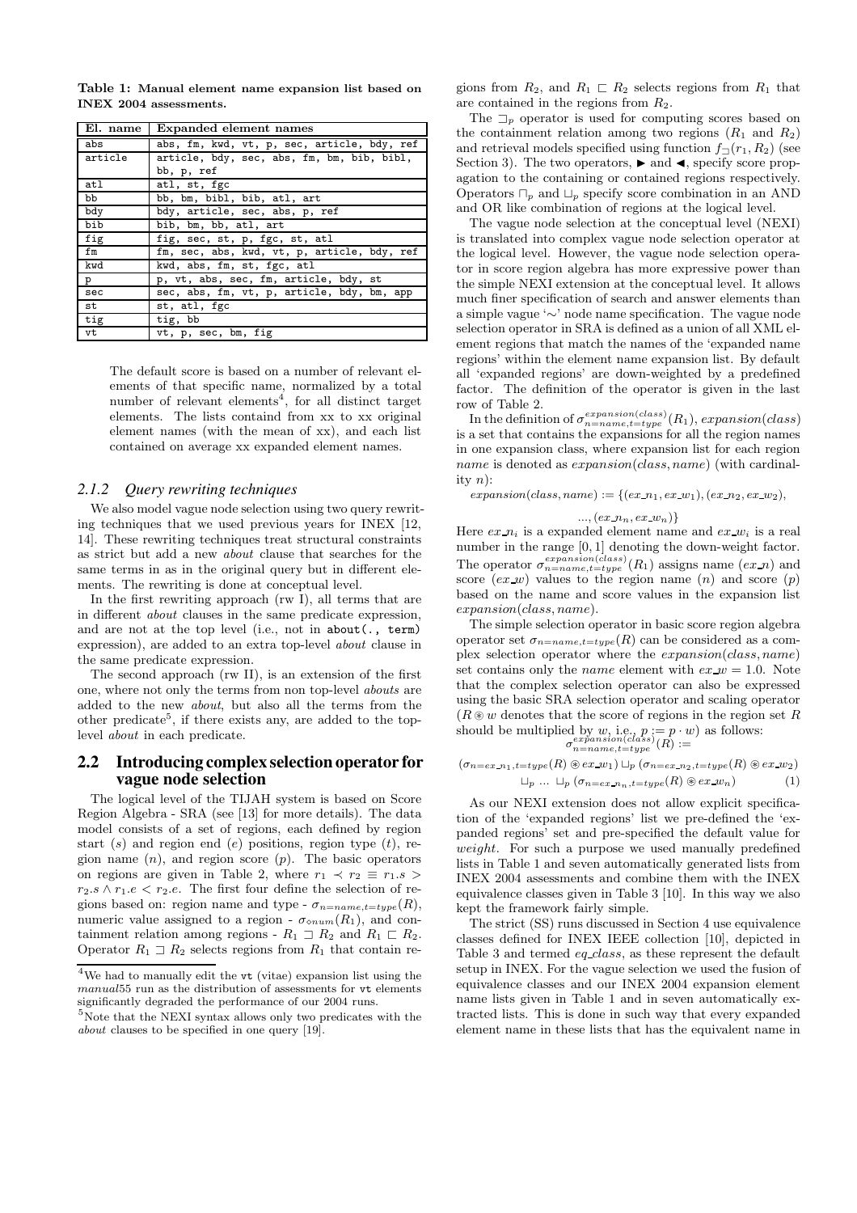**Table 1: Manual element name expansion list based on INEX 2004 assessments.**

| El. name | Expanded element names |
|---|---|
| abs | abs, fm, kwd, vt, p, sec, article, bdy, ref |
| article | article, bdy, sec, abs, fm, bm, bib, bibl, bb, p, ref |
| atl | atl, st, fgc |
| bb | bb, bm, bibl, bib, atl, art |
| bdy | bdy, article, sec, abs, p, ref |
| bib | bib, bm, bb, atl, art |
| fig | fig, sec, st, p, fgc, st, atl |
| fm | fm, sec, abs, kwd, vt, p, article, bdy, ref |
| kwd | kwd, abs, fm, st, fgc, atl |
| p | p, vt, abs, sec, fm, article, bdy, st |
| sec | sec, abs, fm, vt, p, article, bdy, bm, app |
| st | st, atl, fgc |
| tig | tig, bb |
| vt | vt, p, sec, bm, fig |

The default score is based on a number of relevant elements of that specific name, normalized by a total number of relevant elements[4], for all distinct target elements. The lists containd from xx to xx original element names (with the mean of xx), and each list contained on average xx expanded element names.

### 2.1.2 Query rewriting techniques

We also model vague node selection using two query rewriting techniques that we used previous years for INEX [12, 14]. These rewriting techniques treat structural constraints as strict but add a new *about* clause that searches for the same terms in as in the original query but in different elements. The rewriting is done at conceptual level.

In the first rewriting approach (rw I), all terms that are in different *about* clauses in the same predicate expression, and are not at the top level (i.e., not in `about(., term)` expression), are added to an extra top-level *about* clause in the same predicate expression.

The second approach (rw II), is an extension of the first one, where not only the terms from non top-level *abouts* are added to the new *about*, but also all the terms from the other predicate[5], if there exists any, are added to the top-level *about* in each predicate.

## 2.2 Introducing complex selection operator for vague node selection

The logical level of the TIJAH system is based on Score Region Algebra - SRA (see [13] for more details). The data model consists of a set of regions, each defined by region start ($s$) and region end ($e$) positions, region type ($t$), region name ($n$), and region score ($p$). The basic operators on regions are given in Table 2, where $r_1 \prec r_2 \equiv r_1.s > r_2.s \wedge r_1.e < r_2.e$. The first four define the selection of regions based on: region name and type - $\sigma_{n=name,t=type}(R)$, numeric value assigned to a region - $\sigma_{\diamond num}(R_1)$, and containment relation among regions - $R_1 \sqsupset R_2$ and $R_1 \sqsubset R_2$. Operator $R_1 \sqsupset R_2$ selects regions from $R_1$ that contain regions from $R_2$, and $R_1 \sqsubset R_2$ selects regions from $R_1$ that are contained in the regions from $R_2$.

The $\sqsupset_p$ operator is used for computing scores based on the containment relation among two regions ($R_1$ and $R_2$) and retrieval models specified using function $f_{\sqsupset}(r_1, R_2)$ (see Section 3). The two operators, $\blacktriangleright$ and $\blacktriangleleft$, specify score propagation to the containing or contained regions respectively. Operators $\sqcap_p$ and $\sqcup_p$ specify score combination in an AND and OR like combination of regions at the logical level.

The vague node selection at the conceptual level (NEXI) is translated into complex vague node selection operator at the logical level. However, the vague node selection operator in score region algebra has more expressive power than the simple NEXI extension at the conceptual level. It allows much finer specification of search and answer elements than a simple vague '$\sim$' node name specification. The vague node selection operator in SRA is defined as a union of all XML element regions that match the names of the 'expanded name regions' within the element name expansion list. By default all 'expanded regions' are down-weighted by a predefined factor. The definition of the operator is given in the last row of Table 2.

In the definition of $\sigma^{expansion(class)}_{n=name,t=type}(R_1)$, $expansion(class)$ is a set that contains the expansions for all the region names in one expansion class, where expansion list for each region *name* is denoted as $expansion(class, name)$ (with cardinality $n$):

$$expansion(class, name) := \{(ex\_n_1, ex\_w_1), (ex\_n_2, ex\_w_2), ..., (ex\_n_n, ex\_w_n)\}$$

Here $ex\_n_i$ is a expanded element name and $ex\_w_i$ is a real number in the range $[0, 1]$ denoting the down-weight factor. The operator $\sigma^{expansion(class)}_{n=name,t=type}(R_1)$ assigns name ($ex\_n$) and score ($ex\_w$) values to the region name ($n$) and score ($p$) based on the name and score values in the expansion list $expansion(class, name)$.

The simple selection operator in basic score region algebra operator set $\sigma_{n=name,t=type}(R)$ can be considered as a complex selection operator where the $expansion(class, name)$ set contains only the *name* element with $ex\_w = 1.0$. Note that the complex selection operator can also be expressed using the basic SRA selection operator and scaling operator ($R \circledast w$ denotes that the score of regions in the region set $R$ should be multiplied by $w$, i.e., $p := p \cdot w$) as follows:

$$\sigma^{expansion(class)}_{n=name,t=type}(R) := (\sigma_{n=ex\_n_1,t=type}(R) \circledast ex\_w_1) \sqcup_p (\sigma_{n=ex\_n_2,t=type}(R) \circledast ex\_w_2) \sqcup_p \; ... \; \sqcup_p (\sigma_{n=ex\_n_n,t=type}(R) \circledast ex\_w_n) \quad (1)$$

As our NEXI extension does not allow explicit specification of the 'expanded regions' list we pre-defined the 'expanded regions' set and pre-specified the default value for *weight*. For such a purpose we used manually predefined lists in Table 1 and seven automatically generated lists from INEX 2004 assessments and combine them with the INEX equivalence classes given in Table 3 [10]. In this way we also kept the framework fairly simple.

The strict (SS) runs discussed in Section 4 use equivalence classes defined for INEX IEEE collection [10], depicted in Table 3 and termed *eq\_class*, as these represent the default setup in INEX. For the vague selection we used the fusion of equivalence classes and our INEX 2004 expansion element name lists given in Table 1 and in seven automatically extracted lists. This is done in such way that every expanded element name in these lists that has the equivalent name in

[4] We had to manually edit the vt (vitae) expansion list using the *manual*55 run as the distribution of assessments for vt elements significantly degraded the performance of our 2004 runs.

[5] Note that the NEXI syntax allows only two predicates with the *about* clauses to be specified in one query [19].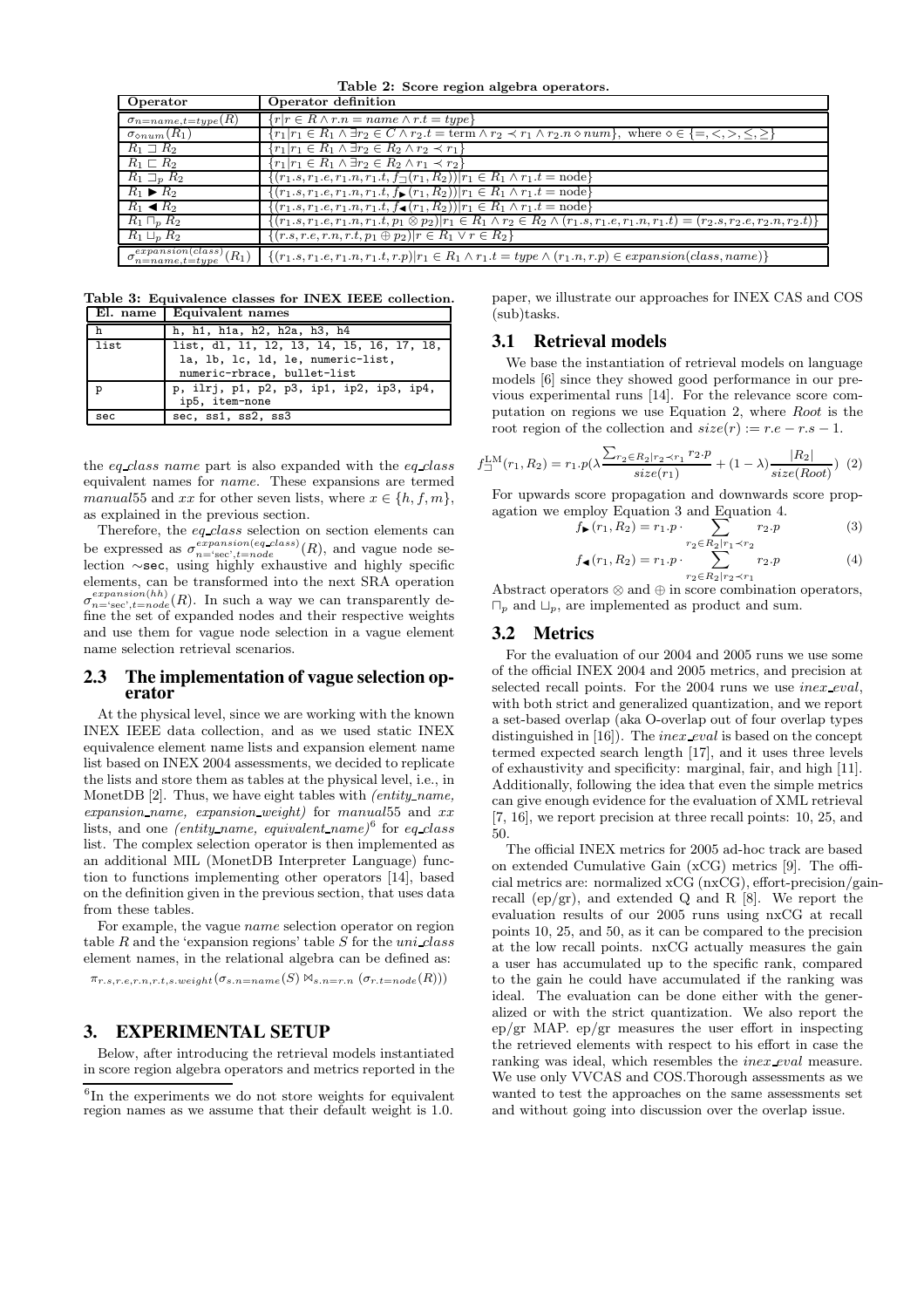**Table 2: Score region algebra operators.**

| Operator | Operator definition |
|---|---|
| $\sigma_{n=name,t=type}(R)$ | $\{r \mid r \in R \wedge r.n = name \wedge r.t = type\}$ |
| $\sigma_{\diamond num}(R_1)$ | $\{r_1 \mid r_1 \in R_1 \wedge \exists r_2 \in C \wedge r_2.t = \text{term} \wedge r_2 \prec r_1 \wedge r_2.n \diamond num\}$, where $\diamond \in \{=,<,>,\leq,\geq\}$ |
| $R_1 \sqsupset R_2$ | $\{r_1 \mid r_1 \in R_1 \wedge \exists r_2 \in R_2 \wedge r_2 \prec r_1\}$ |
| $R_1 \sqsubset R_2$ | $\{r_1 \mid r_1 \in R_1 \wedge \exists r_2 \in R_2 \wedge r_1 \prec r_2\}$ |
| $R_1 \sqsupset_p R_2$ | $\{(r_1.s, r_1.e, r_1.n, r_1.t, f_{\sqsupset}(r_1, R_2)) \mid r_1 \in R_1 \wedge r_1.t = \text{node}\}$ |
| $R_1 \blacktriangleright R_2$ | $\{(r_1.s, r_1.e, r_1.n, r_1.t, f_{\blacktriangleright}(r_1, R_2)) \mid r_1 \in R_1 \wedge r_1.t = \text{node}\}$ |
| $R_1 \blacktriangleleft R_2$ | $\{(r_1.s, r_1.e, r_1.n, r_1.t, f_{\blacktriangleleft}(r_1, R_2)) \mid r_1 \in R_1 \wedge r_1.t = \text{node}\}$ |
| $R_1 \sqcap_p R_2$ | $\{(r_1.s, r_1.e, r_1.n, r_1.t, p_1 \otimes p_2) \mid r_1 \in R_1 \wedge r_2 \in R_2 \wedge (r_1.s, r_1.e, r_1.n, r_1.t) = (r_2.s, r_2.e, r_2.n, r_2.t)\}$ |
| $R_1 \sqcup_p R_2$ | $\{(r.s, r.e, r.n, r.t, p_1 \oplus p_2) \mid r \in R_1 \vee r \in R_2\}$ |
| $\sigma^{expansion(class)}_{n=name,t=type}(R_1)$ | $\{(r_1.s, r_1.e, r_1.n, r_1.t, r.p) \mid r_1 \in R_1 \wedge r_1.t = type \wedge (r_1.n, r.p) \in expansion(class, name)\}$ |

**Table 3: Equivalence classes for INEX IEEE collection.**

| El. name | Equivalent names |
|---|---|
| h | h, h1, h1a, h2, h2a, h3, h4 |
| list | list, dl, l1, l2, l3, l4, l5, l6, l7, l8, la, lb, lc, ld, le, numeric-list, numeric-rbrace, bullet-list |
| p | p, ilrj, p1, p2, p3, ip1, ip2, ip3, ip4, ip5, item-none |
| sec | sec, ss1, ss2, ss3 |

the *eq_class name* part is also expanded with the *eq_class* equivalent names for *name*. These expansions are termed *manual*55 and *xx* for other seven lists, where $x \in \{h, f, m\}$, as explained in the previous section.

Therefore, the *eq_class* selection on section elements can be expressed as $\sigma^{expansion(eq\_class)}_{n=\text{'sec'},t=node}(R)$, and vague node selection ∼sec, using highly exhaustive and highly specific elements, can be transformed into the next SRA operation $\sigma^{expansion(hh)}_{n=\text{'sec'},t=node}(R)$. In such a way we can transparently define the set of expanded nodes and their respective weights and use them for vague node selection in a vague element name selection retrieval scenarios.

## 2.3 The implementation of vague selection operator

At the physical level, since we are working with the known INEX IEEE data collection, and as we used static INEX equivalence element name lists and expansion element name list based on INEX 2004 assessments, we decided to replicate the lists and store them as tables at the physical level, i.e., in MonetDB [2]. Thus, we have eight tables with *(entity_name, expansion_name, expansion_weight)* for *manual*55 and *xx* lists, and one *(entity_name, equivalent_name)*[6] for *eq_class* list. The complex selection operator is then implemented as an additional MIL (MonetDB Interpreter Language) function to functions implementing other operators [14], based on the definition given in the previous section, that uses data from these tables.

For example, the vague *name* selection operator on region table $R$ and the 'expansion regions' table $S$ for the *uni_class* element names, in the relational algebra can be defined as:

$$\pi_{r.s,r.e,r.n,r.t,s.weight}(\sigma_{s.n=name}(S) \bowtie_{s.n=r.n} (\sigma_{r.t=node}(R)))$$

# 3. EXPERIMENTAL SETUP

Below, after introducing the retrieval models instantiated in score region algebra operators and metrics reported in the paper, we illustrate our approaches for INEX CAS and COS (sub)tasks.

## 3.1 Retrieval models

We base the instantiation of retrieval models on language models [6] since they showed good performance in our previous experimental runs [14]. For the relevance score computation on regions we use Equation 2, where *Root* is the root region of the collection and $size(r) := r.e - r.s - 1$.

$$f^{\text{LM}}_{\sqsupset}(r_1, R_2) = r_1.p(\lambda \frac{\sum_{r_2 \in R_2 | r_2 \prec r_1} r_2.p}{size(r_1)} + (1-\lambda)\frac{|R_2|}{size(Root)}) \quad (2)$$

For upwards score propagation and downwards score propagation we employ Equation 3 and Equation 4.

$$f_{\blacktriangleright}(r_1, R_2) = r_1.p \cdot \sum_{r_2 \in R_2 | r_1 \prec r_2} r_2.p \quad (3)$$

$$f_{\blacktriangleleft}(r_1, R_2) = r_1.p \cdot \sum_{r_2 \in R_2 | r_2 \prec r_1} r_2.p \quad (4)$$

Abstract operators $\otimes$ and $\oplus$ in score combination operators, $\sqcap_p$ and $\sqcup_p$, are implemented as product and sum.

## 3.2 Metrics

For the evaluation of our 2004 and 2005 runs we use some of the official INEX 2004 and 2005 metrics, and precision at selected recall points. For the 2004 runs we use *inex_eval*, with both strict and generalized quantization, and we report a set-based overlap (aka O-overlap out of four overlap types distinguished in [16]). The *inex_eval* is based on the concept termed expected search length [17], and it uses three levels of exhaustivity and specificity: marginal, fair, and high [11]. Additionally, following the idea that even the simple metrics can give enough evidence for the evaluation of XML retrieval [7, 16], we report precision at three recall points: 10, 25, and 50.

The official INEX metrics for 2005 ad-hoc track are based on extended Cumulative Gain (xCG) metrics [9]. The official metrics are: normalized xCG (nxCG), effort-precision/gain-recall (ep/gr), and extended Q and R [8]. We report the evaluation results of our 2005 runs using nxCG at recall points 10, 25, and 50, as it can be compared to the precision at the low recall points. nxCG actually measures the gain a user has accumulated up to the specific rank, compared to the gain he could have accumulated if the ranking was ideal. The evaluation can be done either with the generalized or with the strict quantization. We also report the ep/gr MAP. ep/gr measures the user effort in inspecting the retrieved elements with respect to his effort in case the ranking was ideal, which resembles the *inex_eval* measure. We use only VVCAS and COS.Thorough assessments as we wanted to test the approaches on the same assessments set and without going into discussion over the overlap issue.

---

[6] In the experiments we do not store weights for equivalent region names as we assume that their default weight is 1.0.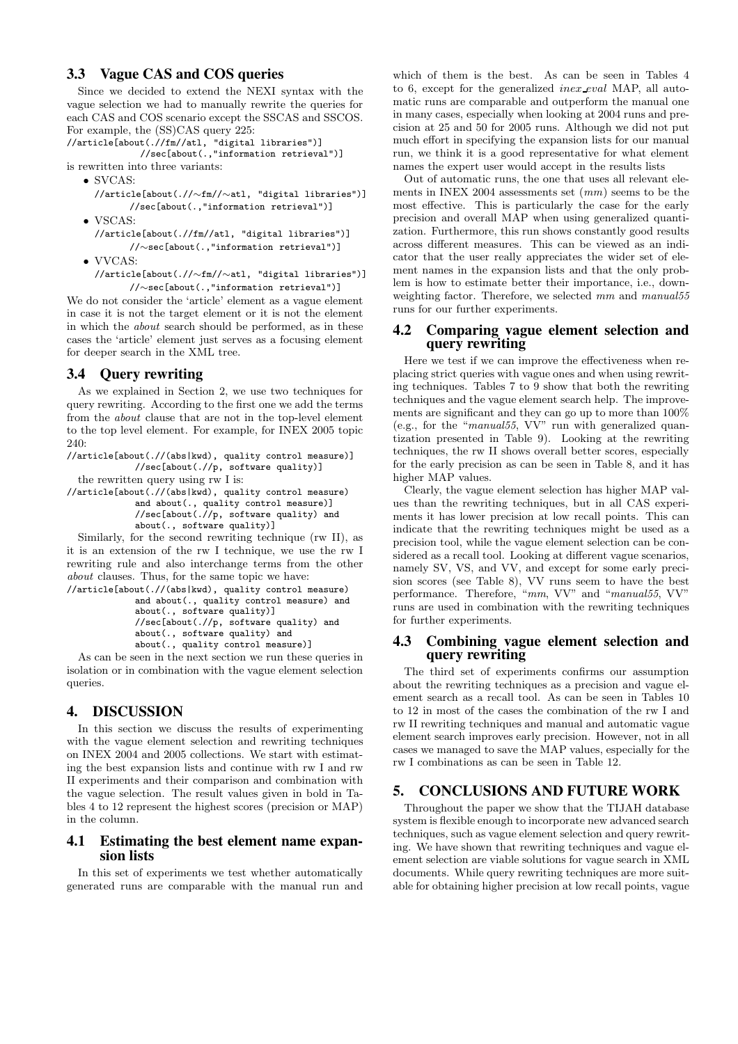### 3.3 Vague CAS and COS queries

Since we decided to extend the NEXI syntax with the vague selection we had to manually rewrite the queries for each CAS and COS scenario except the SSCAS and SSCOS. For example, the (SS)CAS query 225:

```
//article[about(.//fm//atl, "digital libraries")]
            //sec[about(.,"information retrieval")]
```

is rewritten into three variants:

- SVCAS:
```
//article[about(.//∼fm//∼atl, "digital libraries")]
      //sec[about(.,"information retrieval")]
```
- VSCAS:
```
//article[about(.//fm//atl, "digital libraries")]
      //∼sec[about(.,"information retrieval")]
```
- VVCAS:
```
//article[about(.//∼fm//∼atl, "digital libraries")]
      //∼sec[about(.,"information retrieval")]
```

We do not consider the 'article' element as a vague element in case it is not the target element or it is not the element in which the *about* search should be performed, as in these cases the 'article' element just serves as a focusing element for deeper search in the XML tree.

### 3.4 Query rewriting

As we explained in Section 2, we use two techniques for query rewriting. According to the first one we add the terms from the *about* clause that are not in the top-level element to the top level element. For example, for INEX 2005 topic 240:

```
//article[about(.//(abs|kwd), quality control measure)]
            //sec[about(.//p, software quality)]
```

the rewritten query using rw I is:

```
//article[about(.//(abs|kwd), quality control measure)
            and about(., quality control measure)]
            //sec[about(.//p, software quality) and
            about(., software quality)]
```

Similarly, for the second rewriting technique (rw II), as it is an extension of the rw I technique, we use the rw I rewriting rule and also interchange terms from the other *about* clauses. Thus, for the same topic we have:

```
//article[about(.//(abs|kwd), quality control measure)
            and about(., quality control measure) and
            about(., software quality)]
            //sec[about(.//p, software quality) and
            about(., software quality) and
            about(., quality control measure)]
```

As can be seen in the next section we run these queries in isolation or in combination with the vague element selection queries.

## 4. DISCUSSION

In this section we discuss the results of experimenting with the vague element selection and rewriting techniques on INEX 2004 and 2005 collections. We start with estimating the best expansion lists and continue with rw I and rw II experiments and their comparison and combination with the vague selection. The result values given in bold in Tables 4 to 12 represent the highest scores (precision or MAP) in the column.

### 4.1 Estimating the best element name expansion lists

In this set of experiments we test whether automatically generated runs are comparable with the manual run and which of them is the best. As can be seen in Tables 4 to 6, except for the generalized *inex_eval* MAP, all automatic runs are comparable and outperform the manual one in many cases, especially when looking at 2004 runs and precision at 25 and 50 for 2005 runs. Although we did not put much effort in specifying the expansion lists for our manual run, we think it is a good representative for what element names the expert user would accept in the results lists

Out of automatic runs, the one that uses all relevant elements in INEX 2004 assessments set (*mm*) seems to be the most effective. This is particularly the case for the early precision and overall MAP when using generalized quantization. Furthermore, this run shows constantly good results across different measures. This can be viewed as an indicator that the user really appreciates the wider set of element names in the expansion lists and that the only problem is how to estimate better their importance, i.e., downweighting factor. Therefore, we selected *mm* and *manual55* runs for our further experiments.

### 4.2 Comparing vague element selection and query rewriting

Here we test if we can improve the effectiveness when replacing strict queries with vague ones and when using rewriting techniques. Tables 7 to 9 show that both the rewriting techniques and the vague element search help. The improvements are significant and they can go up to more than 100% (e.g., for the "*manual55*, VV" run with generalized quantization presented in Table 9). Looking at the rewriting techniques, the rw II shows overall better scores, especially for the early precision as can be seen in Table 8, and it has higher MAP values.

Clearly, the vague element selection has higher MAP values than the rewriting techniques, but in all CAS experiments it has lower precision at low recall points. This can indicate that the rewriting techniques might be used as a precision tool, while the vague element selection can be considered as a recall tool. Looking at different vague scenarios, namely SV, VS, and VV, and except for some early precision scores (see Table 8), VV runs seem to have the best performance. Therefore, "*mm*, VV" and "*manual55*, VV" runs are used in combination with the rewriting techniques for further experiments.

### 4.3 Combining vague element selection and query rewriting

The third set of experiments confirms our assumption about the rewriting techniques as a precision and vague element search as a recall tool. As can be seen in Tables 10 to 12 in most of the cases the combination of the rw I and rw II rewriting techniques and manual and automatic vague element search improves early precision. However, not in all cases we managed to save the MAP values, especially for the rw I combinations as can be seen in Table 12.

## 5. CONCLUSIONS AND FUTURE WORK

Throughout the paper we show that the TIJAH database system is flexible enough to incorporate new advanced search techniques, such as vague element selection and query rewriting. We have shown that rewriting techniques and vague element selection are viable solutions for vague search in XML documents. While query rewriting techniques are more suitable for obtaining higher precision at low recall points, vague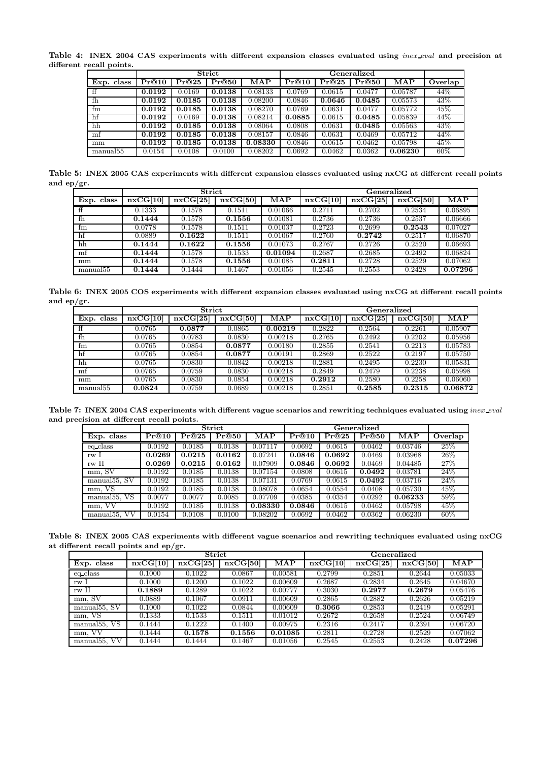**Table 4: INEX 2004 CAS experiments with different expansion classes evaluated using *inex_eval* and precision at different recall points.**

| | Strict | | | | Generalized | | | | |
|---|---|---|---|---|---|---|---|---|---|
| **Exp. class** | **Pr@10** | **Pr@25** | **Pr@50** | **MAP** | **Pr@10** | **Pr@25** | **Pr@50** | **MAP** | **Overlap** |
| ff | **0.0192** | 0.0169 | **0.0138** | 0.08133 | 0.0769 | 0.0615 | 0.0477 | 0.05787 | 44% |
| fh | **0.0192** | **0.0185** | **0.0138** | 0.08200 | 0.0846 | **0.0646** | **0.0485** | 0.05573 | 43% |
| fm | **0.0192** | **0.0185** | **0.0138** | 0.08270 | 0.0769 | 0.0631 | 0.0477 | 0.05772 | 45% |
| hf | **0.0192** | 0.0169 | **0.0138** | 0.08214 | **0.0885** | 0.0615 | **0.0485** | 0.05839 | 44% |
| hh | **0.0192** | **0.0185** | **0.0138** | 0.08064 | 0.0808 | 0.0631 | **0.0485** | 0.05563 | 43% |
| mf | **0.0192** | **0.0185** | **0.0138** | 0.08157 | 0.0846 | 0.0631 | 0.0469 | 0.05712 | 44% |
| mm | **0.0192** | **0.0185** | **0.0138** | **0.08330** | 0.0846 | 0.0615 | 0.0462 | 0.05798 | 45% |
| manual55 | 0.0154 | 0.0108 | 0.0100 | 0.08202 | 0.0692 | 0.0462 | 0.0362 | **0.06230** | 60% |

**Table 5: INEX 2005 CAS experiments with different expansion classes evaluated using nxCG at different recall points and ep/gr.**

| | Strict | | | | Generalized | | | |
|---|---|---|---|---|---|---|---|---|
| **Exp. class** | **nxCG[10]** | **nxCG[25]** | **nxCG[50]** | **MAP** | **nxCG[10]** | **nxCG[25]** | **nxCG[50]** | **MAP** |
| ff | 0.1333 | 0.1578 | 0.1511 | 0.01066 | 0.2711 | 0.2702 | 0.2534 | 0.06895 |
| fh | **0.1444** | 0.1578 | **0.1556** | 0.01081 | 0.2736 | 0.2736 | 0.2537 | 0.06666 |
| fm | 0.0778 | 0.1578 | 0.1511 | 0.01037 | 0.2723 | 0.2699 | **0.2543** | 0.07027 |
| hf | 0.0889 | **0.1622** | 0.1511 | 0.01067 | 0.2760 | **0.2742** | 0.2517 | 0.06870 |
| hh | **0.1444** | **0.1622** | **0.1556** | 0.01073 | 0.2767 | 0.2726 | 0.2520 | 0.06693 |
| mf | **0.1444** | 0.1578 | 0.1533 | **0.01094** | 0.2687 | 0.2685 | 0.2492 | 0.06824 |
| mm | **0.1444** | 0.1578 | **0.1556** | 0.01085 | **0.2811** | 0.2728 | 0.2529 | 0.07062 |
| manual55 | **0.1444** | 0.1444 | 0.1467 | 0.01056 | 0.2545 | 0.2553 | 0.2428 | **0.07296** |

**Table 6: INEX 2005 COS experiments with different expansion classes evaluated using nxCG at different recall points and ep/gr.**

| | Strict | | | | Generalized | | | |
|---|---|---|---|---|---|---|---|---|
| **Exp. class** | **nxCG[10]** | **nxCG[25]** | **nxCG[50]** | **MAP** | **nxCG[10]** | **nxCG[25]** | **nxCG[50]** | **MAP** |
| ff | 0.0765 | **0.0877** | 0.0865 | **0.00219** | 0.2822 | 0.2564 | 0.2261 | 0.05907 |
| fh | 0.0765 | 0.0783 | 0.0830 | 0.00218 | 0.2765 | 0.2492 | 0.2202 | 0.05956 |
| fm | 0.0765 | 0.0854 | **0.0877** | 0.00180 | 0.2855 | 0.2541 | 0.2213 | 0.05783 |
| hf | 0.0765 | 0.0854 | **0.0877** | 0.00191 | 0.2869 | 0.2522 | 0.2197 | 0.05750 |
| hh | 0.0765 | 0.0830 | 0.0842 | 0.00218 | 0.2881 | 0.2495 | 0.2230 | 0.05831 |
| mf | 0.0765 | 0.0759 | 0.0830 | 0.00218 | 0.2849 | 0.2479 | 0.2238 | 0.05998 |
| mm | 0.0765 | 0.0830 | 0.0854 | 0.00218 | **0.2912** | 0.2580 | 0.2258 | 0.06060 |
| manual55 | **0.0824** | 0.0759 | 0.0689 | 0.00218 | 0.2851 | **0.2585** | **0.2315** | **0.06872** |

**Table 7: INEX 2004 CAS experiments with different vague scenarios and rewriting techniques evaluated using *inex_eval* and precision at different recall points.**

| | Strict | | | | Generalized | | | | |
|---|---|---|---|---|---|---|---|---|---|
| **Exp. class** | **Pr@10** | **Pr@25** | **Pr@50** | **MAP** | **Pr@10** | **Pr@25** | **Pr@50** | **MAP** | **Overlap** |
| eq_class | 0.0192 | 0.0185 | 0.0138 | 0.07117 | 0.0692 | 0.0615 | 0.0462 | 0.03746 | 25% |
| rw I | **0.0269** | **0.0215** | **0.0162** | 0.07241 | **0.0846** | **0.0692** | 0.0469 | 0.03968 | 26% |
| rw II | **0.0269** | **0.0215** | **0.0162** | 0.07909 | **0.0846** | **0.0692** | 0.0469 | 0.04485 | 27% |
| mm, SV | 0.0192 | 0.0185 | 0.0138 | 0.07154 | 0.0808 | 0.0615 | **0.0492** | 0.03781 | 24% |
| manual55, SV | 0.0192 | 0.0185 | 0.0138 | 0.07131 | 0.0769 | 0.0615 | **0.0492** | 0.03716 | 24% |
| mm, VS | 0.0192 | 0.0185 | 0.0138 | 0.08078 | 0.0654 | 0.0554 | 0.0408 | 0.05730 | 45% |
| manual55, VS | 0.0077 | 0.0077 | 0.0085 | 0.07709 | 0.0385 | 0.0354 | 0.0292 | **0.06233** | 59% |
| mm, VV | 0.0192 | 0.0185 | 0.0138 | **0.08330** | **0.0846** | 0.0615 | 0.0462 | 0.05798 | 45% |
| manual55, VV | 0.0154 | 0.0108 | 0.0100 | 0.08202 | 0.0692 | 0.0462 | 0.0362 | 0.06230 | 60% |

**Table 8: INEX 2005 CAS experiments with different vague scenarios and rewriting techniques evaluated using nxCG at different recall points and ep/gr.**

| | Strict | | | | Generalized | | | |
|---|---|---|---|---|---|---|---|---|
| **Exp. class** | **nxCG[10]** | **nxCG[25]** | **nxCG[50]** | **MAP** | **nxCG[10]** | **nxCG[25]** | **nxCG[50]** | **MAP** |
| eq_class | 0.1000 | 0.1022 | 0.0867 | 0.00581 | 0.2799 | 0.2851 | 0.2644 | 0.05033 |
| rw I | 0.1000 | 0.1200 | 0.1022 | 0.00609 | 0.2687 | 0.2834 | 0.2645 | 0.04670 |
| rw II | **0.1889** | 0.1289 | 0.1022 | 0.00777 | 0.3030 | **0.2977** | **0.2679** | 0.05476 |
| mm, SV | 0.0889 | 0.1067 | 0.0911 | 0.00609 | 0.2865 | 0.2882 | 0.2626 | 0.05219 |
| manual55, SV | 0.1000 | 0.1022 | 0.0844 | 0.00609 | **0.3066** | 0.2853 | 0.2419 | 0.05291 |
| mm, VS | 0.1333 | 0.1533 | 0.1511 | 0.01012 | 0.2672 | 0.2658 | 0.2524 | 0.06749 |
| manual55, VS | 0.1444 | 0.1222 | 0.1400 | 0.00975 | 0.2316 | 0.2417 | 0.2391 | 0.06720 |
| mm, VV | 0.1444 | **0.1578** | **0.1556** | **0.01085** | 0.2811 | 0.2728 | 0.2529 | 0.07062 |
| manual55, VV | 0.1444 | 0.1444 | 0.1467 | 0.01056 | 0.2545 | 0.2553 | 0.2428 | **0.07296** |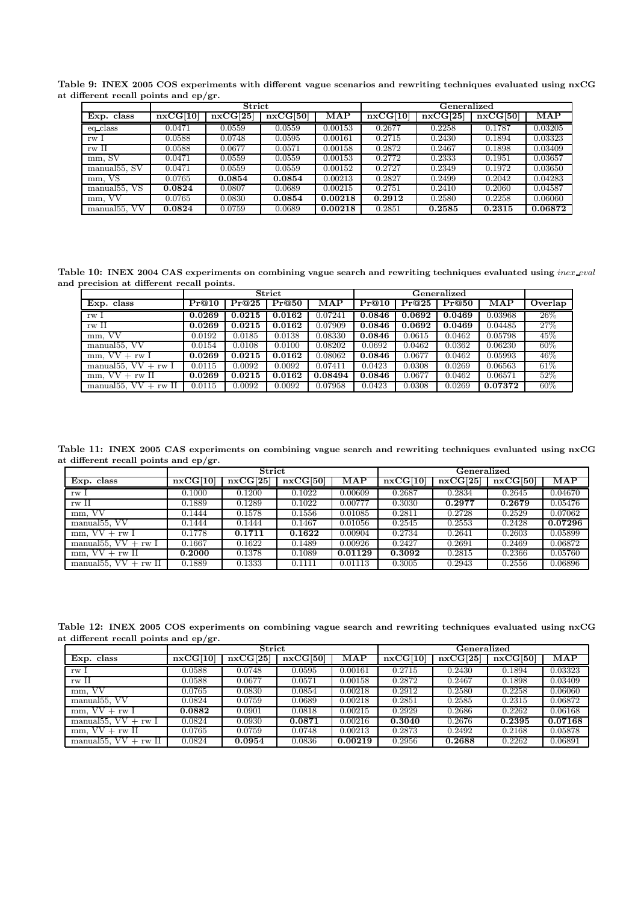**Table 9: INEX 2005 COS experiments with different vague scenarios and rewriting techniques evaluated using nxCG at different recall points and ep/gr.**

| | Strict | | | | Generalized | | | |
|---|---|---|---|---|---|---|---|---|
| **Exp. class** | **nxCG[10]** | **nxCG[25]** | **nxCG[50]** | **MAP** | **nxCG[10]** | **nxCG[25]** | **nxCG[50]** | **MAP** |
| eq_class | 0.0471 | 0.0559 | 0.0559 | 0.00153 | 0.2677 | 0.2258 | 0.1787 | 0.03205 |
| rw I | 0.0588 | 0.0748 | 0.0595 | 0.00161 | 0.2715 | 0.2430 | 0.1894 | 0.03323 |
| rw II | 0.0588 | 0.0677 | 0.0571 | 0.00158 | 0.2872 | 0.2467 | 0.1898 | 0.03409 |
| mm, SV | 0.0471 | 0.0559 | 0.0559 | 0.00153 | 0.2772 | 0.2333 | 0.1951 | 0.03657 |
| manual55, SV | 0.0471 | 0.0559 | 0.0559 | 0.00152 | 0.2727 | 0.2349 | 0.1972 | 0.03650 |
| mm, VS | 0.0765 | **0.0854** | **0.0854** | 0.00213 | 0.2827 | 0.2499 | 0.2042 | 0.04283 |
| manual55, VS | **0.0824** | 0.0807 | 0.0689 | 0.00215 | 0.2751 | 0.2410 | 0.2060 | 0.04587 |
| mm, VV | 0.0765 | 0.0830 | **0.0854** | **0.00218** | **0.2912** | 0.2580 | 0.2258 | 0.06060 |
| manual55, VV | **0.0824** | 0.0759 | 0.0689 | **0.00218** | 0.2851 | **0.2585** | **0.2315** | **0.06872** |

**Table 10: INEX 2004 CAS experiments on combining vague search and rewriting techniques evaluated using *inex_eval* and precision at different recall points.**

| | Strict | | | | Generalized | | | | |
|---|---|---|---|---|---|---|---|---|---|
| **Exp. class** | **Pr@10** | **Pr@25** | **Pr@50** | **MAP** | **Pr@10** | **Pr@25** | **Pr@50** | **MAP** | **Overlap** |
| rw I | **0.0269** | **0.0215** | **0.0162** | 0.07241 | **0.0846** | **0.0692** | **0.0469** | 0.03968 | 26% |
| rw II | **0.0269** | **0.0215** | **0.0162** | 0.07909 | **0.0846** | **0.0692** | **0.0469** | 0.04485 | 27% |
| mm, VV | 0.0192 | 0.0185 | 0.0138 | 0.08330 | **0.0846** | 0.0615 | 0.0462 | 0.05798 | 45% |
| manual55, VV | 0.0154 | 0.0108 | 0.0100 | 0.08202 | 0.0692 | 0.0462 | 0.0362 | 0.06230 | 60% |
| mm, VV + rw I | **0.0269** | **0.0215** | **0.0162** | 0.08062 | **0.0846** | 0.0677 | 0.0462 | 0.05993 | 46% |
| manual55, VV + rw I | 0.0115 | 0.0092 | 0.0092 | 0.07411 | 0.0423 | 0.0308 | 0.0269 | 0.06563 | 61% |
| mm, VV + rw II | **0.0269** | **0.0215** | **0.0162** | **0.08494** | **0.0846** | 0.0677 | 0.0462 | 0.06571 | 52% |
| manual55, VV + rw II | 0.0115 | 0.0092 | 0.0092 | 0.07958 | 0.0423 | 0.0308 | 0.0269 | **0.07372** | 60% |

**Table 11: INEX 2005 CAS experiments on combining vague search and rewriting techniques evaluated using nxCG at different recall points and ep/gr.**

| | Strict | | | | Generalized | | | |
|---|---|---|---|---|---|---|---|---|
| **Exp. class** | **nxCG[10]** | **nxCG[25]** | **nxCG[50]** | **MAP** | **nxCG[10]** | **nxCG[25]** | **nxCG[50]** | **MAP** |
| rw I | 0.1000 | 0.1200 | 0.1022 | 0.00609 | 0.2687 | 0.2834 | 0.2645 | 0.04670 |
| rw II | 0.1889 | 0.1289 | 0.1022 | 0.00777 | 0.3030 | **0.2977** | **0.2679** | 0.05476 |
| mm, VV | 0.1444 | 0.1578 | 0.1556 | 0.01085 | 0.2811 | 0.2728 | 0.2529 | 0.07062 |
| manual55, VV | 0.1444 | 0.1444 | 0.1467 | 0.01056 | 0.2545 | 0.2553 | 0.2428 | **0.07296** |
| mm, VV + rw I | 0.1778 | **0.1711** | **0.1622** | 0.00904 | 0.2734 | 0.2641 | 0.2603 | 0.05899 |
| manual55, VV + rw I | 0.1667 | 0.1622 | 0.1489 | 0.00926 | 0.2427 | 0.2691 | 0.2469 | 0.06872 |
| mm, VV + rw II | **0.2000** | 0.1378 | 0.1089 | **0.01129** | **0.3092** | 0.2815 | 0.2366 | 0.05760 |
| manual55, VV + rw II | 0.1889 | 0.1333 | 0.1111 | 0.01113 | 0.3005 | 0.2943 | 0.2556 | 0.06896 |

**Table 12: INEX 2005 COS experiments on combining vague search and rewriting techniques evaluated using nxCG at different recall points and ep/gr.**

| | Strict | | | | Generalized | | | |
|---|---|---|---|---|---|---|---|---|
| **Exp. class** | **nxCG[10]** | **nxCG[25]** | **nxCG[50]** | **MAP** | **nxCG[10]** | **nxCG[25]** | **nxCG[50]** | **MAP** |
| rw I | 0.0588 | 0.0748 | 0.0595 | 0.00161 | 0.2715 | 0.2430 | 0.1894 | 0.03323 |
| rw II | 0.0588 | 0.0677 | 0.0571 | 0.00158 | 0.2872 | 0.2467 | 0.1898 | 0.03409 |
| mm, VV | 0.0765 | 0.0830 | 0.0854 | 0.00218 | 0.2912 | 0.2580 | 0.2258 | 0.06060 |
| manual55, VV | 0.0824 | 0.0759 | 0.0689 | 0.00218 | 0.2851 | 0.2585 | 0.2315 | 0.06872 |
| mm, VV + rw I | **0.0882** | 0.0901 | 0.0818 | 0.00215 | 0.2929 | 0.2686 | 0.2262 | 0.06168 |
| manual55, VV + rw I | 0.0824 | 0.0930 | **0.0871** | 0.00216 | **0.3040** | 0.2676 | **0.2395** | **0.07168** |
| mm, VV + rw II | 0.0765 | 0.0759 | 0.0748 | 0.00213 | 0.2873 | 0.2492 | 0.2168 | 0.05878 |
| manual55, VV + rw II | 0.0824 | **0.0954** | 0.0836 | **0.00219** | 0.2956 | **0.2688** | 0.2262 | 0.06891 |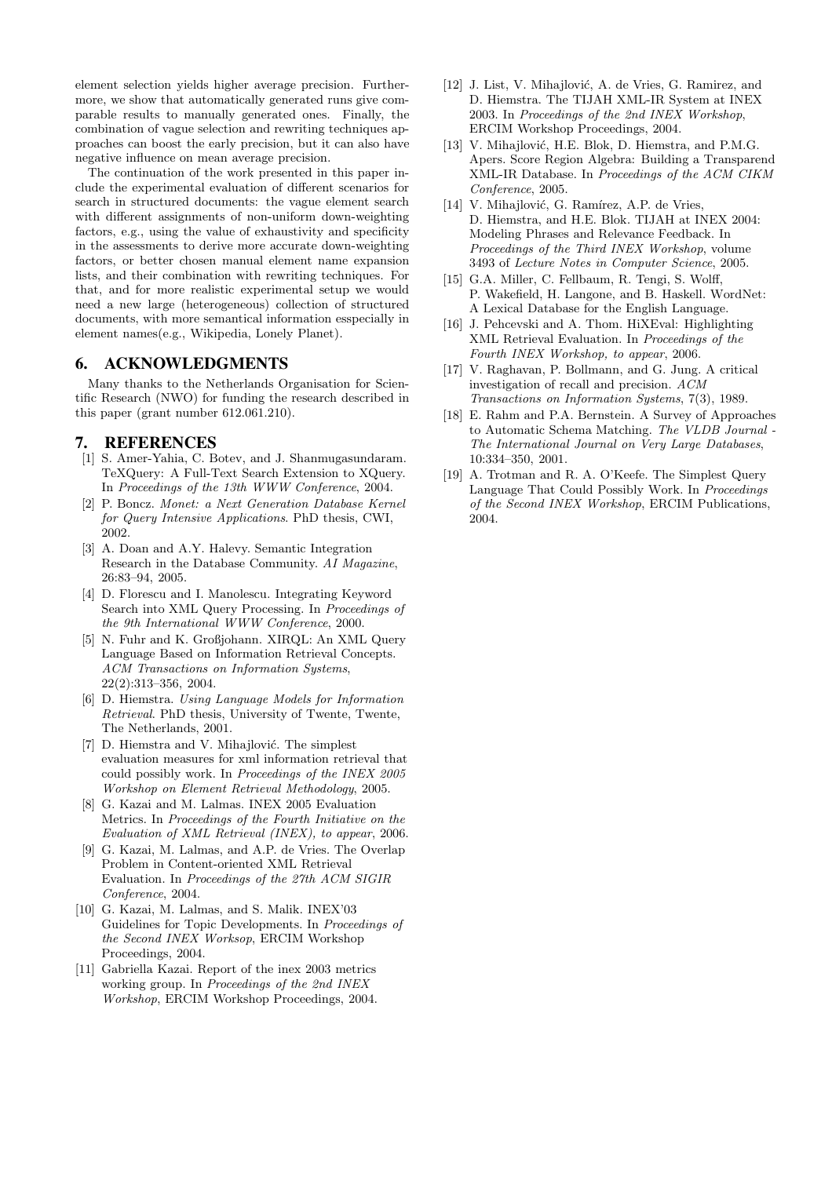element selection yields higher average precision. Furthermore, we show that automatically generated runs give comparable results to manually generated ones. Finally, the combination of vague selection and rewriting techniques approaches can boost the early precision, but it can also have negative influence on mean average precision.

The continuation of the work presented in this paper include the experimental evaluation of different scenarios for search in structured documents: the vague element search with different assignments of non-uniform down-weighting factors, e.g., using the value of exhaustivity and specificity in the assessments to derive more accurate down-weighting factors, or better chosen manual element name expansion lists, and their combination with rewriting techniques. For that, and for more realistic experimental setup we would need a new large (heterogeneous) collection of structured documents, with more semantical information esspecially in element names(e.g., Wikipedia, Lonely Planet).

## 6. ACKNOWLEDGMENTS

Many thanks to the Netherlands Organisation for Scientific Research (NWO) for funding the research described in this paper (grant number 612.061.210).

## 7. REFERENCES

[1] S. Amer-Yahia, C. Botev, and J. Shanmugasundaram. TeXQuery: A Full-Text Search Extension to XQuery. In *Proceedings of the 13th WWW Conference*, 2004.

[2] P. Boncz. *Monet: a Next Generation Database Kernel for Query Intensive Applications*. PhD thesis, CWI, 2002.

[3] A. Doan and A.Y. Halevy. Semantic Integration Research in the Database Community. *AI Magazine*, 26:83–94, 2005.

[4] D. Florescu and I. Manolescu. Integrating Keyword Search into XML Query Processing. In *Proceedings of the 9th International WWW Conference*, 2000.

[5] N. Fuhr and K. Großjohann. XIRQL: An XML Query Language Based on Information Retrieval Concepts. *ACM Transactions on Information Systems*, 22(2):313–356, 2004.

[6] D. Hiemstra. *Using Language Models for Information Retrieval*. PhD thesis, University of Twente, Twente, The Netherlands, 2001.

[7] D. Hiemstra and V. Mihajlović. The simplest evaluation measures for xml information retrieval that could possibly work. In *Proceedings of the INEX 2005 Workshop on Element Retrieval Methodology*, 2005.

[8] G. Kazai and M. Lalmas. INEX 2005 Evaluation Metrics. In *Proceedings of the Fourth Initiative on the Evaluation of XML Retrieval (INEX), to appear*, 2006.

[9] G. Kazai, M. Lalmas, and A.P. de Vries. The Overlap Problem in Content-oriented XML Retrieval Evaluation. In *Proceedings of the 27th ACM SIGIR Conference*, 2004.

[10] G. Kazai, M. Lalmas, and S. Malik. INEX'03 Guidelines for Topic Developments. In *Proceedings of the Second INEX Worksop*, ERCIM Workshop Proceedings, 2004.

[11] Gabriella Kazai. Report of the inex 2003 metrics working group. In *Proceedings of the 2nd INEX Workshop*, ERCIM Workshop Proceedings, 2004.

[12] J. List, V. Mihajlović, A. de Vries, G. Ramirez, and D. Hiemstra. The TIJAH XML-IR System at INEX 2003. In *Proceedings of the 2nd INEX Workshop*, ERCIM Workshop Proceedings, 2004.

[13] V. Mihajlović, H.E. Blok, D. Hiemstra, and P.M.G. Apers. Score Region Algebra: Building a Transparend XML-IR Database. In *Proceedings of the ACM CIKM Conference*, 2005.

[14] V. Mihajlović, G. Ramírez, A.P. de Vries, D. Hiemstra, and H.E. Blok. TIJAH at INEX 2004: Modeling Phrases and Relevance Feedback. In *Proceedings of the Third INEX Workshop*, volume 3493 of *Lecture Notes in Computer Science*, 2005.

[15] G.A. Miller, C. Fellbaum, R. Tengi, S. Wolff, P. Wakefield, H. Langone, and B. Haskell. WordNet: A Lexical Database for the English Language.

[16] J. Pehcevski and A. Thom. HiXEval: Highlighting XML Retrieval Evaluation. In *Proceedings of the Fourth INEX Workshop, to appear*, 2006.

[17] V. Raghavan, P. Bollmann, and G. Jung. A critical investigation of recall and precision. *ACM Transactions on Information Systems*, 7(3), 1989.

[18] E. Rahm and P.A. Bernstein. A Survey of Approaches to Automatic Schema Matching. *The VLDB Journal - The International Journal on Very Large Databases*, 10:334–350, 2001.

[19] A. Trotman and R. A. O'Keefe. The Simplest Query Language That Could Possibly Work. In *Proceedings of the Second INEX Workshop*, ERCIM Publications, 2004.